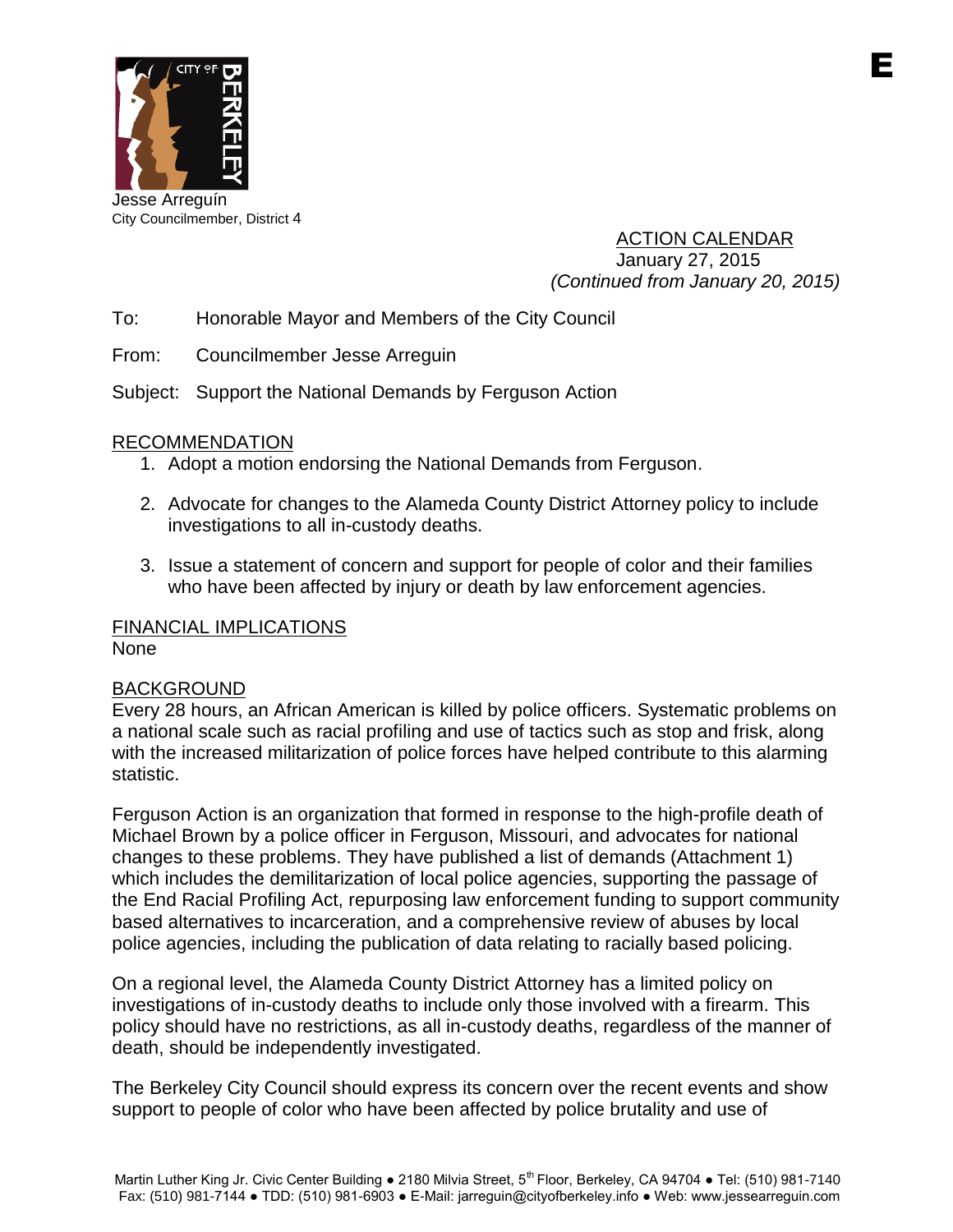E

Jesse Arreguín
City Councilmember, District 4

ACTION CALENDAR
January 27, 2015
*(Continued from January 20, 2015)*

To: Honorable Mayor and Members of the City Council

From: Councilmember Jesse Arreguin

Subject: Support the National Demands by Ferguson Action

## RECOMMENDATION

1. Adopt a motion endorsing the National Demands from Ferguson.
2. Advocate for changes to the Alameda County District Attorney policy to include investigations to all in-custody deaths.
3. Issue a statement of concern and support for people of color and their families who have been affected by injury or death by law enforcement agencies.

## FINANCIAL IMPLICATIONS

None

## BACKGROUND

Every 28 hours, an African American is killed by police officers. Systematic problems on a national scale such as racial profiling and use of tactics such as stop and frisk, along with the increased militarization of police forces have helped contribute to this alarming statistic.

Ferguson Action is an organization that formed in response to the high-profile death of Michael Brown by a police officer in Ferguson, Missouri, and advocates for national changes to these problems. They have published a list of demands (Attachment 1) which includes the demilitarization of local police agencies, supporting the passage of the End Racial Profiling Act, repurposing law enforcement funding to support community based alternatives to incarceration, and a comprehensive review of abuses by local police agencies, including the publication of data relating to racially based policing.

On a regional level, the Alameda County District Attorney has a limited policy on investigations of in-custody deaths to include only those involved with a firearm. This policy should have no restrictions, as all in-custody deaths, regardless of the manner of death, should be independently investigated.

The Berkeley City Council should express its concern over the recent events and show support to people of color who have been affected by police brutality and use of

Martin Luther King Jr. Civic Center Building ● 2180 Milvia Street, 5th Floor, Berkeley, CA 94704 ● Tel: (510) 981-7140
Fax: (510) 981-7144 ● TDD: (510) 981-6903 ● E-Mail: jarreguin@cityofberkeley.info ● Web: www.jessearreguin.com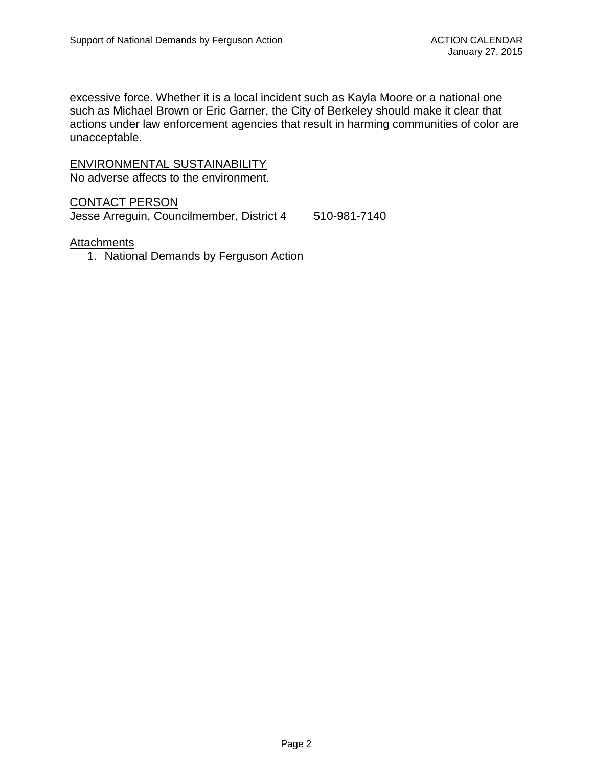excessive force. Whether it is a local incident such as Kayla Moore or a national one such as Michael Brown or Eric Garner, the City of Berkeley should make it clear that actions under law enforcement agencies that result in harming communities of color are unacceptable.

ENVIRONMENTAL SUSTAINABILITY
No adverse affects to the environment.

CONTACT PERSON
Jesse Arreguin, Councilmember, District 4 510-981-7140

Attachments
1. National Demands by Ferguson Action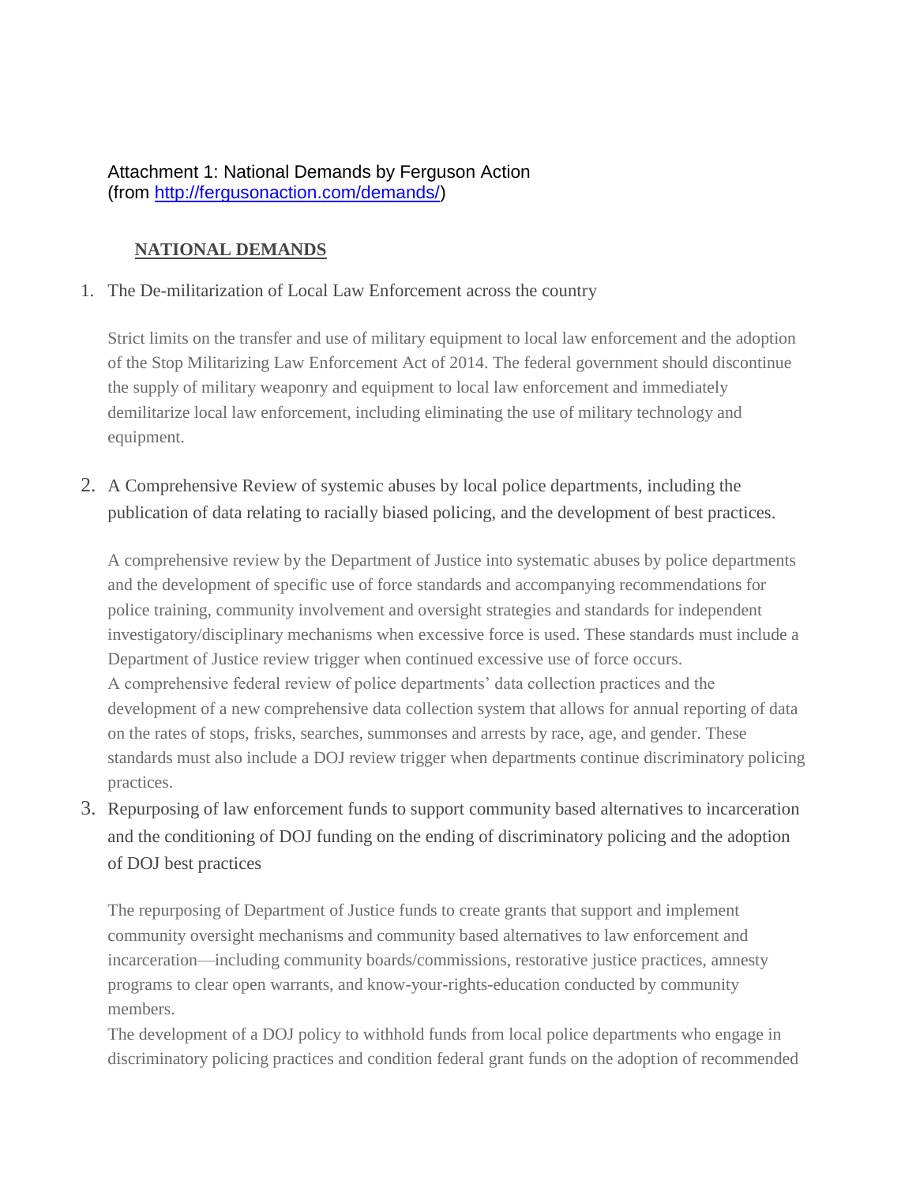Attachment 1: National Demands by Ferguson Action
(from [http://fergusonaction.com/demands/](http://fergusonaction.com/demands/))

## NATIONAL DEMANDS

1. The De-militarization of Local Law Enforcement across the country

   Strict limits on the transfer and use of military equipment to local law enforcement and the adoption of the Stop Militarizing Law Enforcement Act of 2014. The federal government should discontinue the supply of military weaponry and equipment to local law enforcement and immediately demilitarize local law enforcement, including eliminating the use of military technology and equipment.

2. A Comprehensive Review of systemic abuses by local police departments, including the publication of data relating to racially biased policing, and the development of best practices.

   A comprehensive review by the Department of Justice into systematic abuses by police departments and the development of specific use of force standards and accompanying recommendations for police training, community involvement and oversight strategies and standards for independent investigatory/disciplinary mechanisms when excessive force is used. These standards must include a Department of Justice review trigger when continued excessive use of force occurs.
   A comprehensive federal review of police departments' data collection practices and the development of a new comprehensive data collection system that allows for annual reporting of data on the rates of stops, frisks, searches, summonses and arrests by race, age, and gender. These standards must also include a DOJ review trigger when departments continue discriminatory policing practices.

3. Repurposing of law enforcement funds to support community based alternatives to incarceration and the conditioning of DOJ funding on the ending of discriminatory policing and the adoption of DOJ best practices

   The repurposing of Department of Justice funds to create grants that support and implement community oversight mechanisms and community based alternatives to law enforcement and incarceration—including community boards/commissions, restorative justice practices, amnesty programs to clear open warrants, and know-your-rights-education conducted by community members.
   The development of a DOJ policy to withhold funds from local police departments who engage in discriminatory policing practices and condition federal grant funds on the adoption of recommended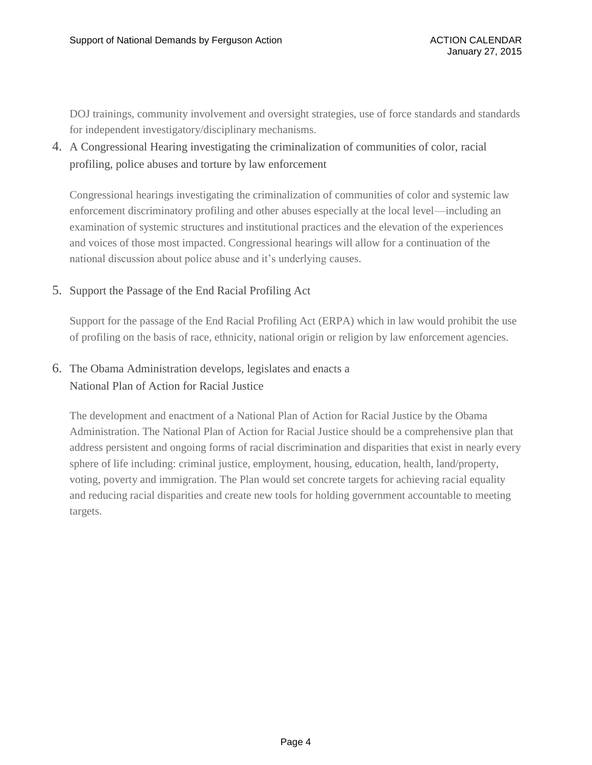DOJ trainings, community involvement and oversight strategies, use of force standards and standards for independent investigatory/disciplinary mechanisms.

4. A Congressional Hearing investigating the criminalization of communities of color, racial profiling, police abuses and torture by law enforcement

   Congressional hearings investigating the criminalization of communities of color and systemic law enforcement discriminatory profiling and other abuses especially at the local level—including an examination of systemic structures and institutional practices and the elevation of the experiences and voices of those most impacted. Congressional hearings will allow for a continuation of the national discussion about police abuse and it's underlying causes.

5. Support the Passage of the End Racial Profiling Act

   Support for the passage of the End Racial Profiling Act (ERPA) which in law would prohibit the use of profiling on the basis of race, ethnicity, national origin or religion by law enforcement agencies.

6. The Obama Administration develops, legislates and enacts a National Plan of Action for Racial Justice

   The development and enactment of a National Plan of Action for Racial Justice by the Obama Administration. The National Plan of Action for Racial Justice should be a comprehensive plan that address persistent and ongoing forms of racial discrimination and disparities that exist in nearly every sphere of life including: criminal justice, employment, housing, education, health, land/property, voting, poverty and immigration. The Plan would set concrete targets for achieving racial equality and reducing racial disparities and create new tools for holding government accountable to meeting targets.